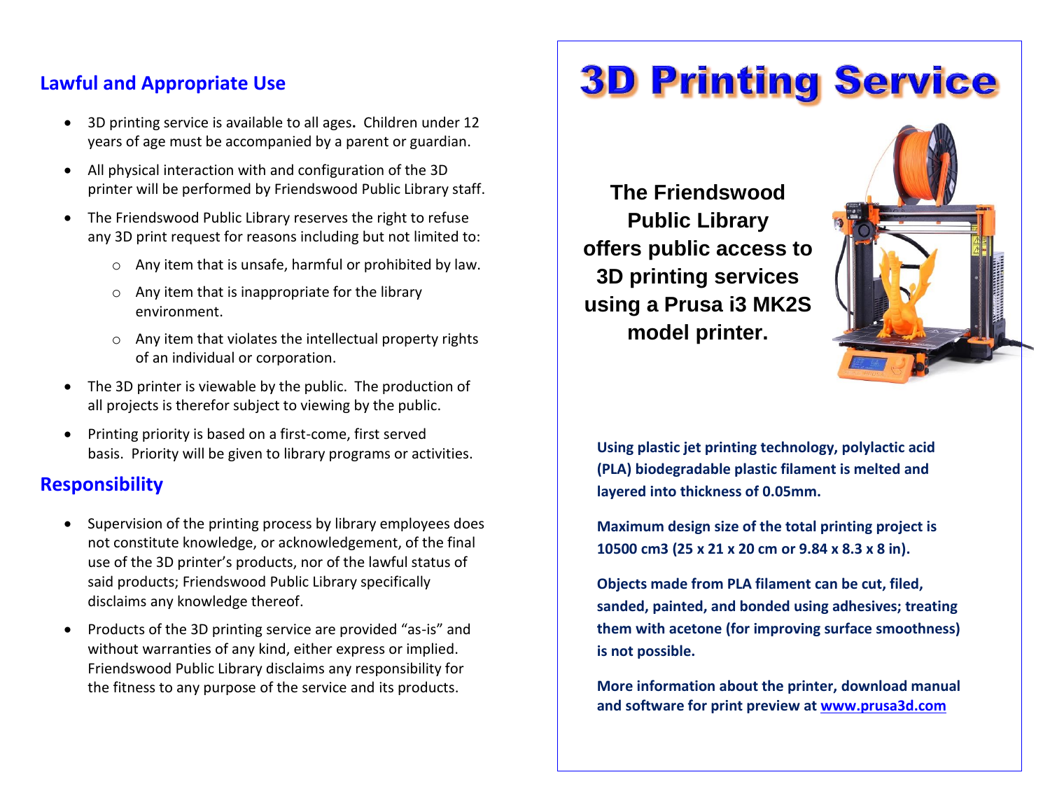## Lawful and Appropriate Use

- 3D printing service is available to all ages. Children under 12 years of age must be accompanied by a parent or guardian.
- All physical interaction with and configuration of the 3D printer will be performed by Friendswood Public Library staff.
- The Friendswood Public Library reserves the right to refuse any 3D print request for reasons including but not limited to:
  - Any item that is unsafe, harmful or prohibited by law.
  - Any item that is inappropriate for the library environment.
  - Any item that violates the intellectual property rights of an individual or corporation.
- The 3D printer is viewable by the public. The production of all projects is therefor subject to viewing by the public.
- Printing priority is based on a first-come, first served basis. Priority will be given to library programs or activities.

## Responsibility

- Supervision of the printing process by library employees does not constitute knowledge, or acknowledgement, of the final use of the 3D printer's products, nor of the lawful status of said products; Friendswood Public Library specifically disclaims any knowledge thereof.
- Products of the 3D printing service are provided "as-is" and without warranties of any kind, either express or implied. Friendswood Public Library disclaims any responsibility for the fitness to any purpose of the service and its products.

# 3D Printing Service

**The Friendswood Public Library offers public access to 3D printing services using a Prusa i3 MK2S model printer.**

**Using plastic jet printing technology, polylactic acid (PLA) biodegradable plastic filament is melted and layered into thickness of 0.05mm.**

**Maximum design size of the total printing project is 10500 cm3 (25 x 21 x 20 cm or 9.84 x 8.3 x 8 in).**

**Objects made from PLA filament can be cut, filed, sanded, painted, and bonded using adhesives; treating them with acetone (for improving surface smoothness) is not possible.**

**More information about the printer, download manual and software for print preview at [www.prusa3d.com](http://www.prusa3d.com)**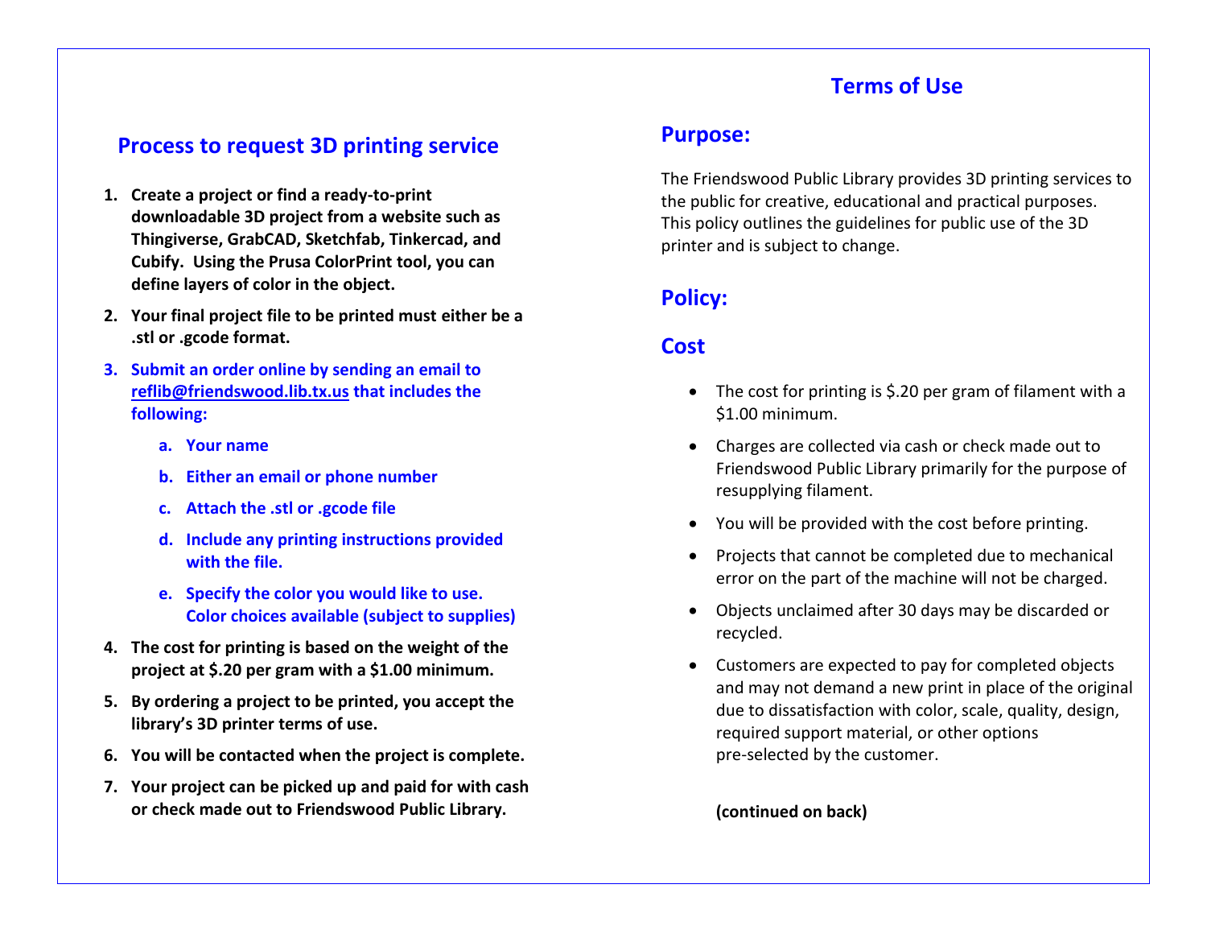## Process to request 3D printing service

1. **Create a project or find a ready-to-print downloadable 3D project from a website such as Thingiverse, GrabCAD, Sketchfab, Tinkercad, and Cubify. Using the Prusa ColorPrint tool, you can define layers of color in the object.**
2. **Your final project file to be printed must either be a .stl or .gcode format.**
3. **Submit an order online by sending an email to reflib@friendswood.lib.tx.us that includes the following:**
   a. **Your name**
   b. **Either an email or phone number**
   c. **Attach the .stl or .gcode file**
   d. **Include any printing instructions provided with the file.**
   e. **Specify the color you would like to use. Color choices available (subject to supplies)**
4. **The cost for printing is based on the weight of the project at $.20 per gram with a $1.00 minimum.**
5. **By ordering a project to be printed, you accept the library's 3D printer terms of use.**
6. **You will be contacted when the project is complete.**
7. **Your project can be picked up and paid for with cash or check made out to Friendswood Public Library.**

# Terms of Use

## Purpose:

The Friendswood Public Library provides 3D printing services to the public for creative, educational and practical purposes. This policy outlines the guidelines for public use of the 3D printer and is subject to change.

## Policy:

## Cost

- The cost for printing is $.20 per gram of filament with a $1.00 minimum.
- Charges are collected via cash or check made out to Friendswood Public Library primarily for the purpose of resupplying filament.
- You will be provided with the cost before printing.
- Projects that cannot be completed due to mechanical error on the part of the machine will not be charged.
- Objects unclaimed after 30 days may be discarded or recycled.
- Customers are expected to pay for completed objects and may not demand a new print in place of the original due to dissatisfaction with color, scale, quality, design, required support material, or other options pre-selected by the customer.

**(continued on back)**